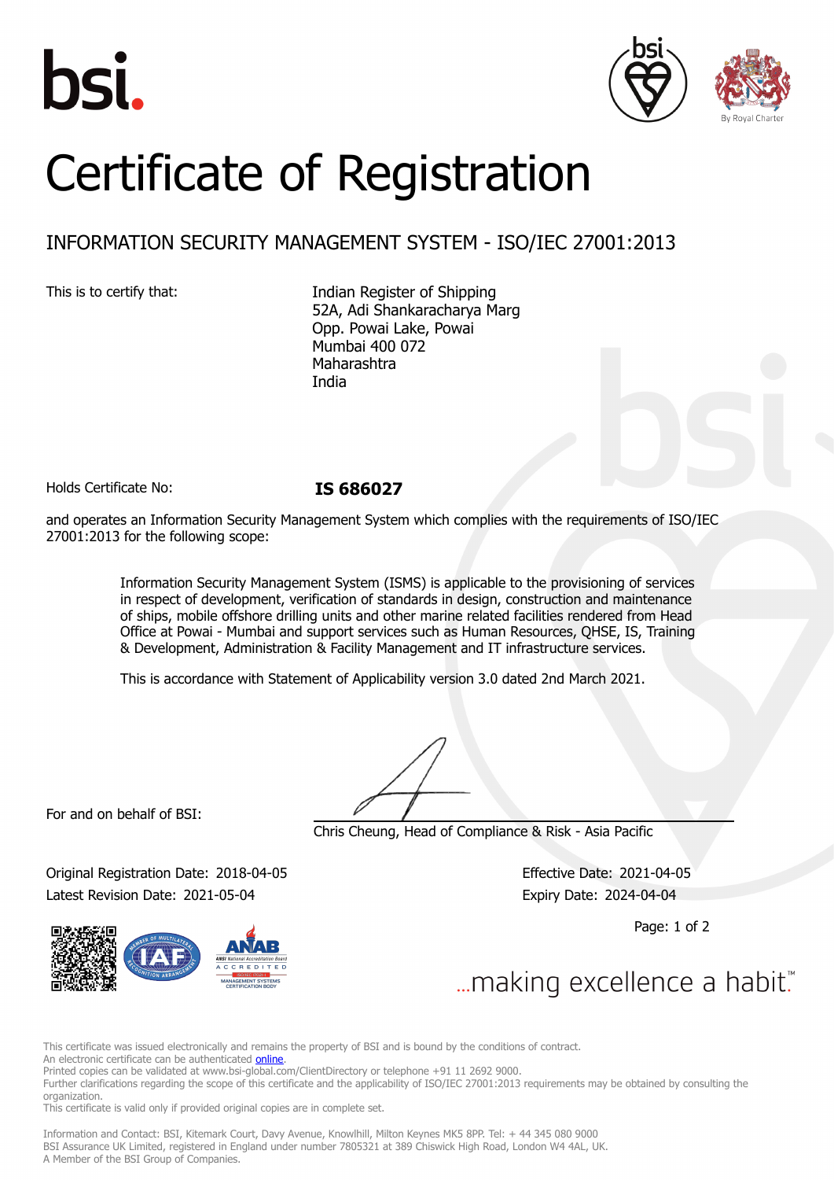# Certificate of Registration

## INFORMATION SECURITY MANAGEMENT SYSTEM - ISO/IEC 27001:2013

This is to certify that:

Indian Register of Shipping
52A, Adi Shankaracharya Marg
Opp. Powai Lake, Powai
Mumbai 400 072
Maharashtra
India

Holds Certificate No: **IS 686027**

and operates an Information Security Management System which complies with the requirements of ISO/IEC 27001:2013 for the following scope:

> Information Security Management System (ISMS) is applicable to the provisioning of services in respect of development, verification of standards in design, construction and maintenance of ships, mobile offshore drilling units and other marine related facilities rendered from Head Office at Powai - Mumbai and support services such as Human Resources, QHSE, IS, Training & Development, Administration & Facility Management and IT infrastructure services.
>
> This is accordance with Statement of Applicability version 3.0 dated 2nd March 2021.

For and on behalf of BSI:

Chris Cheung, Head of Compliance & Risk - Asia Pacific

Original Registration Date: 2018-04-05
Effective Date: 2021-04-05
Latest Revision Date: 2021-05-04
Expiry Date: 2024-04-04

...making excellence a habit.™

This certificate was issued electronically and remains the property of BSI and is bound by the conditions of contract.
An electronic certificate can be authenticated online.
Printed copies can be validated at www.bsi-global.com/ClientDirectory or telephone +91 11 2692 9000.
Further clarifications regarding the scope of this certificate and the applicability of ISO/IEC 27001:2013 requirements may be obtained by consulting the organization.
This certificate is valid only if provided original copies are in complete set.

Information and Contact: BSI, Kitemark Court, Davy Avenue, Knowlhill, Milton Keynes MK5 8PP. Tel: + 44 345 080 9000
BSI Assurance UK Limited, registered in England under number 7805321 at 389 Chiswick High Road, London W4 4AL, UK.
A Member of the BSI Group of Companies.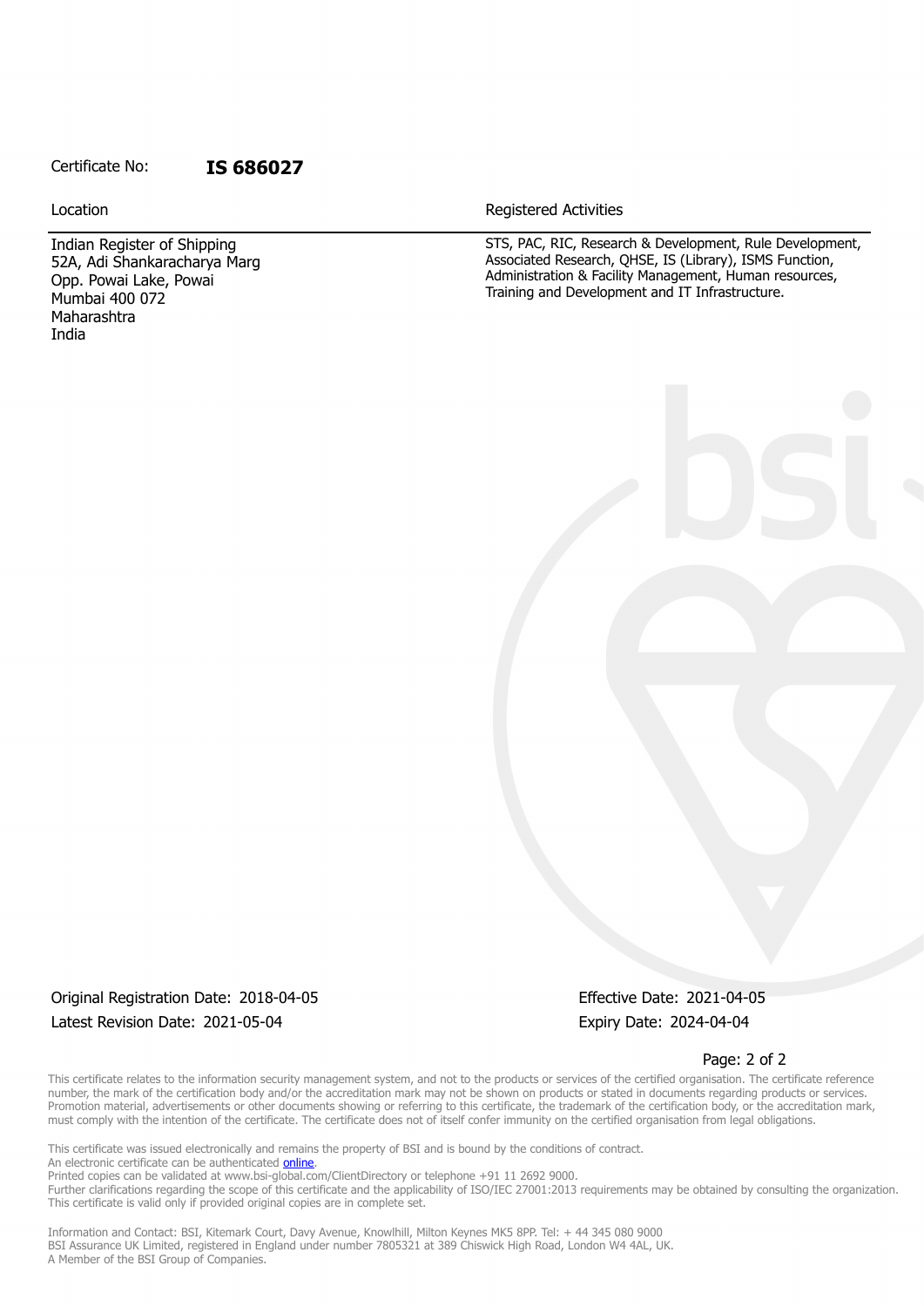Certificate No: **IS 686027**

| Location | Registered Activities |
| --- | --- |
| Indian Register of Shipping<br>52A, Adi Shankaracharya Marg<br>Opp. Powai Lake, Powai<br>Mumbai 400 072<br>Maharashtra<br>India | STS, PAC, RIC, Research & Development, Rule Development, Associated Research, QHSE, IS (Library), ISMS Function, Administration & Facility Management, Human resources, Training and Development and IT Infrastructure. |

Original Registration Date: 2018-04-05

Latest Revision Date: 2021-05-04

Effective Date: 2021-04-05

Expiry Date: 2024-04-04

This certificate relates to the information security management system, and not to the products or services of the certified organisation. The certificate reference number, the mark of the certification body and/or the accreditation mark may not be shown on products or stated in documents regarding products or services. Promotion material, advertisements or other documents showing or referring to this certificate, the trademark of the certification body, or the accreditation mark, must comply with the intention of the certificate. The certificate does not of itself confer immunity on the certified organisation from legal obligations.

This certificate was issued electronically and remains the property of BSI and is bound by the conditions of contract.
An electronic certificate can be authenticated online.
Printed copies can be validated at www.bsi-global.com/ClientDirectory or telephone +91 11 2692 9000.
Further clarifications regarding the scope of this certificate and the applicability of ISO/IEC 27001:2013 requirements may be obtained by consulting the organization.
This certificate is valid only if provided original copies are in complete set.

Information and Contact: BSI, Kitemark Court, Davy Avenue, Knowlhill, Milton Keynes MK5 8PP. Tel: + 44 345 080 9000
BSI Assurance UK Limited, registered in England under number 7805321 at 389 Chiswick High Road, London W4 4AL, UK.
A Member of the BSI Group of Companies.